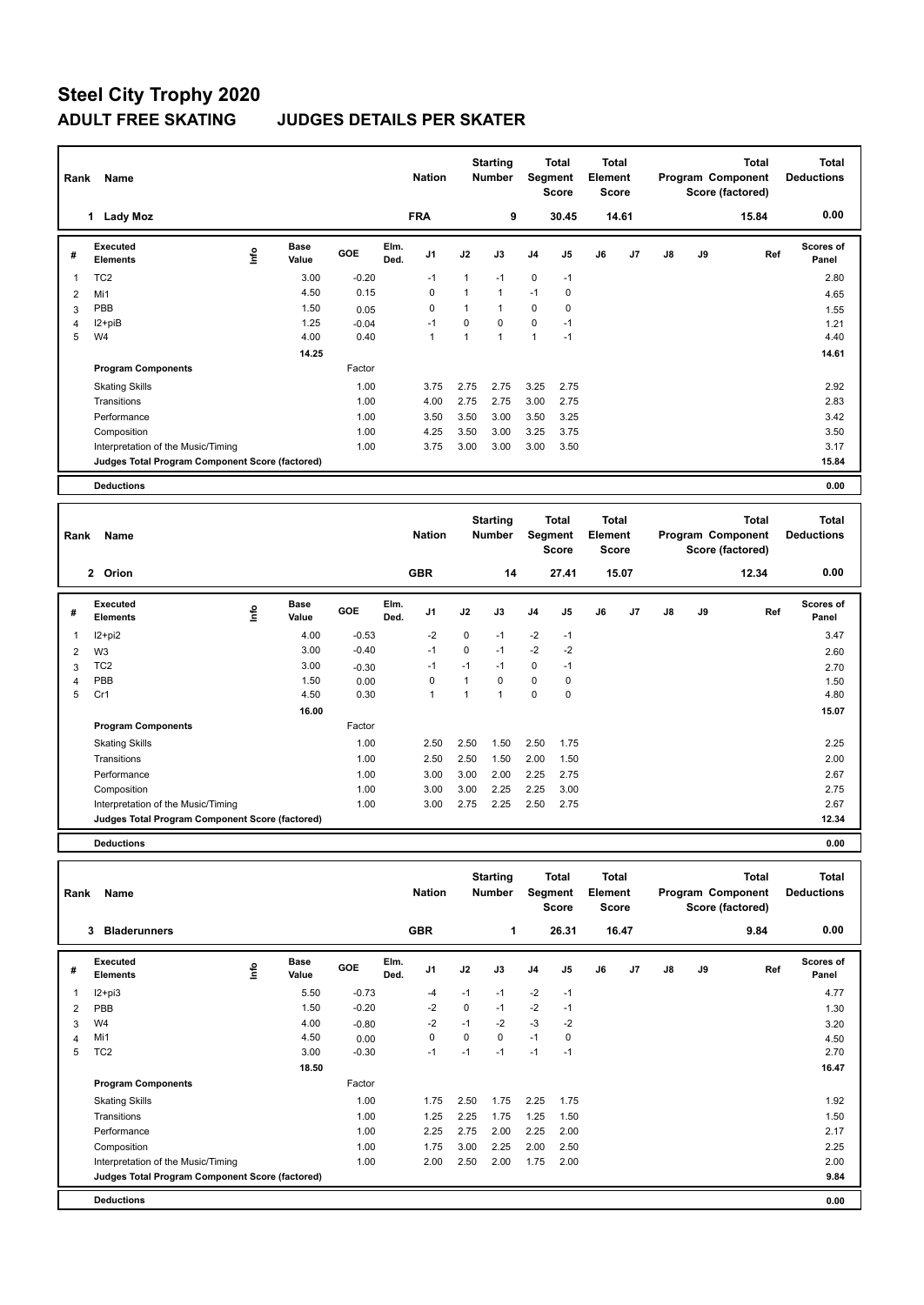# Steel City Trophy 2020

## ADULT FREE SKATING JUDGES DETAILS PER SKATER

| Rank | Name | Nation | Starting Number | Total Segment Score | Total Element Score | Total Program Component Score (factored) | Total Deductions |
|---|---|---|---|---|---|---|---|
| 1 | Lady Moz | FRA | 9 | 30.45 | 14.61 | 15.84 | 0.00 |

| # | Executed Elements | Info | Base Value | GOE | Elm. Ded. | J1 | J2 | J3 | J4 | J5 | J6 | J7 | J8 | J9 | Ref | Scores of Panel |
|---|---|---|---|---|---|---|---|---|---|---|---|---|---|---|---|---|
| 1 | TC2 | | 3.00 | -0.20 | | -1 | 1 | -1 | 0 | -1 | | | | | | 2.80 |
| 2 | Mi1 | | 4.50 | 0.15 | | 0 | 1 | 1 | -1 | 0 | | | | | | 4.65 |
| 3 | PBB | | 1.50 | 0.05 | | 0 | 1 | 1 | 0 | 0 | | | | | | 1.55 |
| 4 | I2+piB | | 1.25 | -0.04 | | -1 | 0 | 0 | 0 | -1 | | | | | | 1.21 |
| 5 | W4 | | 4.00 | 0.40 | | 1 | 1 | 1 | 1 | -1 | | | | | | 4.40 |
| | | | 14.25 | | | | | | | | | | | | | 14.61 |

| Program Components | Factor | J1 | J2 | J3 | J4 | J5 | J6 | J7 | J8 | J9 | Scores of Panel |
|---|---|---|---|---|---|---|---|---|---|---|---|
| Skating Skills | 1.00 | 3.75 | 2.75 | 2.75 | 3.25 | 2.75 | | | | | 2.92 |
| Transitions | 1.00 | 4.00 | 2.75 | 2.75 | 3.00 | 2.75 | | | | | 2.83 |
| Performance | 1.00 | 3.50 | 3.50 | 3.00 | 3.50 | 3.25 | | | | | 3.42 |
| Composition | 1.00 | 4.25 | 3.50 | 3.00 | 3.25 | 3.75 | | | | | 3.50 |
| Interpretation of the Music/Timing | 1.00 | 3.75 | 3.00 | 3.00 | 3.00 | 3.50 | | | | | 3.17 |
| Judges Total Program Component Score (factored) | | | | | | | | | | | 15.84 |

**Deductions** 0.00

| Rank | Name | Nation | Starting Number | Total Segment Score | Total Element Score | Total Program Component Score (factored) | Total Deductions |
|---|---|---|---|---|---|---|---|
| 2 | Orion | GBR | 14 | 27.41 | 15.07 | 12.34 | 0.00 |

| # | Executed Elements | Info | Base Value | GOE | Elm. Ded. | J1 | J2 | J3 | J4 | J5 | J6 | J7 | J8 | J9 | Ref | Scores of Panel |
|---|---|---|---|---|---|---|---|---|---|---|---|---|---|---|---|---|
| 1 | I2+pi2 | | 4.00 | -0.53 | | -2 | 0 | -1 | -2 | -1 | | | | | | 3.47 |
| 2 | W3 | | 3.00 | -0.40 | | -1 | 0 | -1 | -2 | -2 | | | | | | 2.60 |
| 3 | TC2 | | 3.00 | -0.30 | | -1 | -1 | -1 | 0 | -1 | | | | | | 2.70 |
| 4 | PBB | | 1.50 | 0.00 | | 0 | 1 | 0 | 0 | 0 | | | | | | 1.50 |
| 5 | Cr1 | | 4.50 | 0.30 | | 1 | 1 | 1 | 0 | 0 | | | | | | 4.80 |
| | | | 16.00 | | | | | | | | | | | | | 15.07 |

| Program Components | Factor | J1 | J2 | J3 | J4 | J5 | J6 | J7 | J8 | J9 | Scores of Panel |
|---|---|---|---|---|---|---|---|---|---|---|---|
| Skating Skills | 1.00 | 2.50 | 2.50 | 1.50 | 2.50 | 1.75 | | | | | 2.25 |
| Transitions | 1.00 | 2.50 | 2.50 | 1.50 | 2.00 | 1.50 | | | | | 2.00 |
| Performance | 1.00 | 3.00 | 3.00 | 2.00 | 2.25 | 2.75 | | | | | 2.67 |
| Composition | 1.00 | 3.00 | 3.00 | 2.25 | 2.25 | 3.00 | | | | | 2.75 |
| Interpretation of the Music/Timing | 1.00 | 3.00 | 2.75 | 2.25 | 2.50 | 2.75 | | | | | 2.67 |
| Judges Total Program Component Score (factored) | | | | | | | | | | | 12.34 |

**Deductions** 0.00

| Rank | Name | Nation | Starting Number | Total Segment Score | Total Element Score | Total Program Component Score (factored) | Total Deductions |
|---|---|---|---|---|---|---|---|
| 3 | Bladerunners | GBR | 1 | 26.31 | 16.47 | 9.84 | 0.00 |

| # | Executed Elements | Info | Base Value | GOE | Elm. Ded. | J1 | J2 | J3 | J4 | J5 | J6 | J7 | J8 | J9 | Ref | Scores of Panel |
|---|---|---|---|---|---|---|---|---|---|---|---|---|---|---|---|---|
| 1 | I2+pi3 | | 5.50 | -0.73 | | -4 | -1 | -1 | -2 | -1 | | | | | | 4.77 |
| 2 | PBB | | 1.50 | -0.20 | | -2 | 0 | -1 | -2 | -1 | | | | | | 1.30 |
| 3 | W4 | | 4.00 | -0.80 | | -2 | -1 | -2 | -3 | -2 | | | | | | 3.20 |
| 4 | Mi1 | | 4.50 | 0.00 | | 0 | 0 | 0 | -1 | 0 | | | | | | 4.50 |
| 5 | TC2 | | 3.00 | -0.30 | | -1 | -1 | -1 | -1 | -1 | | | | | | 2.70 |
| | | | 18.50 | | | | | | | | | | | | | 16.47 |

| Program Components | Factor | J1 | J2 | J3 | J4 | J5 | J6 | J7 | J8 | J9 | Scores of Panel |
|---|---|---|---|---|---|---|---|---|---|---|---|
| Skating Skills | 1.00 | 1.75 | 2.50 | 1.75 | 2.25 | 1.75 | | | | | 1.92 |
| Transitions | 1.00 | 1.25 | 2.25 | 1.75 | 1.25 | 1.50 | | | | | 1.50 |
| Performance | 1.00 | 2.25 | 2.75 | 2.00 | 2.25 | 2.00 | | | | | 2.17 |
| Composition | 1.00 | 1.75 | 3.00 | 2.25 | 2.00 | 2.50 | | | | | 2.25 |
| Interpretation of the Music/Timing | 1.00 | 2.00 | 2.50 | 2.00 | 1.75 | 2.00 | | | | | 2.00 |
| Judges Total Program Component Score (factored) | | | | | | | | | | | 9.84 |

**Deductions** 0.00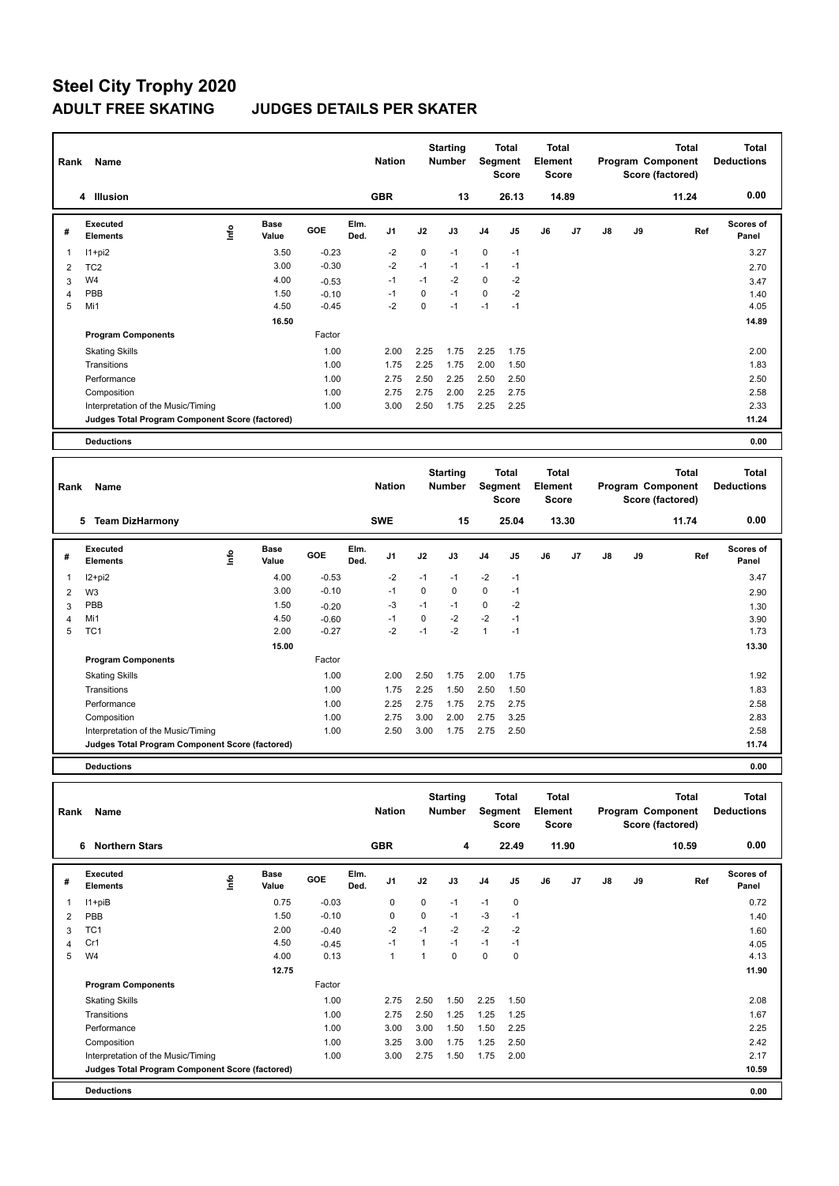# Steel City Trophy 2020

## ADULT FREE SKATING JUDGES DETAILS PER SKATER

| Rank | Name | Nation | Starting Number | Total Segment Score | Total Element Score | Total Program Component Score (factored) | Total Deductions |
|---|---|---|---|---|---|---|---|
| 4 | Illusion | GBR | 13 | 26.13 | 14.89 | 11.24 | 0.00 |

| # | Executed Elements | Info | Base Value | GOE | Elm. Ded. | J1 | J2 | J3 | J4 | J5 | J6 | J7 | J8 | J9 | Ref | Scores of Panel |
|---|---|---|---|---|---|---|---|---|---|---|---|---|---|---|---|---|
| 1 | I1+pi2 | | 3.50 | -0.23 | | -2 | 0 | -1 | 0 | -1 | | | | | | 3.27 |
| 2 | TC2 | | 3.00 | -0.30 | | -2 | -1 | -1 | -1 | -1 | | | | | | 2.70 |
| 3 | W4 | | 4.00 | -0.53 | | -1 | -1 | -2 | 0 | -2 | | | | | | 3.47 |
| 4 | PBB | | 1.50 | -0.10 | | -1 | 0 | -1 | 0 | -2 | | | | | | 1.40 |
| 5 | Mi1 | | 4.50 | -0.45 | | -2 | 0 | -1 | -1 | -1 | | | | | | 4.05 |
| | | | 16.50 | | | | | | | | | | | | | 14.89 |

| Program Components | Factor | J1 | J2 | J3 | J4 | J5 | J6 | J7 | J8 | J9 | Scores of Panel |
|---|---|---|---|---|---|---|---|---|---|---|---|
| Skating Skills | 1.00 | 2.00 | 2.25 | 1.75 | 2.25 | 1.75 | | | | | 2.00 |
| Transitions | 1.00 | 1.75 | 2.25 | 1.75 | 2.00 | 1.50 | | | | | 1.83 |
| Performance | 1.00 | 2.75 | 2.50 | 2.25 | 2.50 | 2.50 | | | | | 2.50 |
| Composition | 1.00 | 2.75 | 2.75 | 2.00 | 2.25 | 2.75 | | | | | 2.58 |
| Interpretation of the Music/Timing | 1.00 | 3.00 | 2.50 | 1.75 | 2.25 | 2.25 | | | | | 2.33 |
| Judges Total Program Component Score (factored) | | | | | | | | | | | 11.24 |

**Deductions** 0.00

| Rank | Name | Nation | Starting Number | Total Segment Score | Total Element Score | Total Program Component Score (factored) | Total Deductions |
|---|---|---|---|---|---|---|---|
| 5 | Team DizHarmony | SWE | 15 | 25.04 | 13.30 | 11.74 | 0.00 |

| # | Executed Elements | Info | Base Value | GOE | Elm. Ded. | J1 | J2 | J3 | J4 | J5 | J6 | J7 | J8 | J9 | Ref | Scores of Panel |
|---|---|---|---|---|---|---|---|---|---|---|---|---|---|---|---|---|
| 1 | I2+pi2 | | 4.00 | -0.53 | | -2 | -1 | -1 | -2 | -1 | | | | | | 3.47 |
| 2 | W3 | | 3.00 | -0.10 | | -1 | 0 | 0 | 0 | -1 | | | | | | 2.90 |
| 3 | PBB | | 1.50 | -0.20 | | -3 | -1 | -1 | 0 | -2 | | | | | | 1.30 |
| 4 | Mi1 | | 4.50 | -0.60 | | -1 | 0 | -2 | -2 | -1 | | | | | | 3.90 |
| 5 | TC1 | | 2.00 | -0.27 | | -2 | -1 | -2 | 1 | -1 | | | | | | 1.73 |
| | | | 15.00 | | | | | | | | | | | | | 13.30 |

| Program Components | Factor | J1 | J2 | J3 | J4 | J5 | J6 | J7 | J8 | J9 | Scores of Panel |
|---|---|---|---|---|---|---|---|---|---|---|---|
| Skating Skills | 1.00 | 2.00 | 2.50 | 1.75 | 2.00 | 1.75 | | | | | 1.92 |
| Transitions | 1.00 | 1.75 | 2.25 | 1.50 | 2.50 | 1.50 | | | | | 1.83 |
| Performance | 1.00 | 2.25 | 2.75 | 1.75 | 2.75 | 2.75 | | | | | 2.58 |
| Composition | 1.00 | 2.75 | 3.00 | 2.00 | 2.75 | 3.25 | | | | | 2.83 |
| Interpretation of the Music/Timing | 1.00 | 2.50 | 3.00 | 1.75 | 2.75 | 2.50 | | | | | 2.58 |
| Judges Total Program Component Score (factored) | | | | | | | | | | | 11.74 |

**Deductions** 0.00

| Rank | Name | Nation | Starting Number | Total Segment Score | Total Element Score | Total Program Component Score (factored) | Total Deductions |
|---|---|---|---|---|---|---|---|
| 6 | Northern Stars | GBR | 4 | 22.49 | 11.90 | 10.59 | 0.00 |

| # | Executed Elements | Info | Base Value | GOE | Elm. Ded. | J1 | J2 | J3 | J4 | J5 | J6 | J7 | J8 | J9 | Ref | Scores of Panel |
|---|---|---|---|---|---|---|---|---|---|---|---|---|---|---|---|---|
| 1 | I1+piB | | 0.75 | -0.03 | | 0 | 0 | -1 | -1 | 0 | | | | | | 0.72 |
| 2 | PBB | | 1.50 | -0.10 | | 0 | 0 | -1 | -3 | -1 | | | | | | 1.40 |
| 3 | TC1 | | 2.00 | -0.40 | | -2 | -1 | -2 | -2 | -2 | | | | | | 1.60 |
| 4 | Cr1 | | 4.50 | -0.45 | | -1 | 1 | -1 | -1 | -1 | | | | | | 4.05 |
| 5 | W4 | | 4.00 | 0.13 | | 1 | 1 | 0 | 0 | 0 | | | | | | 4.13 |
| | | | 12.75 | | | | | | | | | | | | | 11.90 |

| Program Components | Factor | J1 | J2 | J3 | J4 | J5 | J6 | J7 | J8 | J9 | Scores of Panel |
|---|---|---|---|---|---|---|---|---|---|---|---|
| Skating Skills | 1.00 | 2.75 | 2.50 | 1.50 | 2.25 | 1.50 | | | | | 2.08 |
| Transitions | 1.00 | 2.75 | 2.50 | 1.25 | 1.25 | 1.25 | | | | | 1.67 |
| Performance | 1.00 | 3.00 | 3.00 | 1.50 | 1.50 | 2.25 | | | | | 2.25 |
| Composition | 1.00 | 3.25 | 3.00 | 1.75 | 1.25 | 2.50 | | | | | 2.42 |
| Interpretation of the Music/Timing | 1.00 | 3.00 | 2.75 | 1.50 | 1.75 | 2.00 | | | | | 2.17 |
| Judges Total Program Component Score (factored) | | | | | | | | | | | 10.59 |

**Deductions** 0.00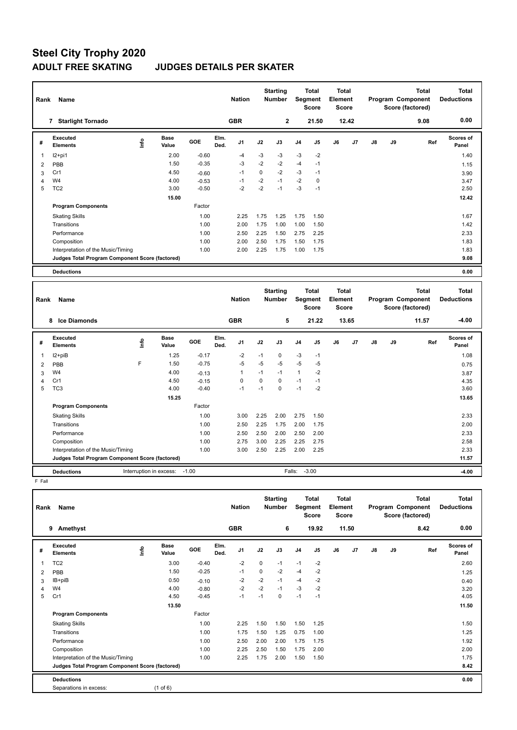# Steel City Trophy 2020

## ADULT FREE SKATING JUDGES DETAILS PER SKATER

| Rank | Name | Nation | Starting Number | Total Segment Score | Total Element Score | Total Program Component Score (factored) | Total Deductions |
|---|---|---|---|---|---|---|---|
| 7 | Starlight Tornado | GBR | 2 | 21.50 | 12.42 | 9.08 | 0.00 |

| # | Executed Elements | Info | Base Value | GOE | Elm. Ded. | J1 | J2 | J3 | J4 | J5 | J6 | J7 | J8 | J9 | Ref | Scores of Panel |
|---|---|---|---|---|---|---|---|---|---|---|---|---|---|---|---|---|
| 1 | I2+pi1 | | 2.00 | -0.60 | | -4 | -3 | -3 | -3 | -2 | | | | | | 1.40 |
| 2 | PBB | | 1.50 | -0.35 | | -3 | -2 | -2 | -4 | -1 | | | | | | 1.15 |
| 3 | Cr1 | | 4.50 | -0.60 | | -1 | 0 | -2 | -3 | -1 | | | | | | 3.90 |
| 4 | W4 | | 4.00 | -0.53 | | -1 | -2 | -1 | -2 | 0 | | | | | | 3.47 |
| 5 | TC2 | | 3.00 | -0.50 | | -2 | -2 | -1 | -3 | -1 | | | | | | 2.50 |
| | | | 15.00 | | | | | | | | | | | | | 12.42 |

| Program Components | Factor | J1 | J2 | J3 | J4 | J5 | J6 | J7 | J8 | J9 | Ref | Scores of Panel |
|---|---|---|---|---|---|---|---|---|---|---|---|---|
| Skating Skills | 1.00 | 2.25 | 1.75 | 1.25 | 1.75 | 1.50 | | | | | | 1.67 |
| Transitions | 1.00 | 2.00 | 1.75 | 1.00 | 1.00 | 1.50 | | | | | | 1.42 |
| Performance | 1.00 | 2.50 | 2.25 | 1.50 | 2.75 | 2.25 | | | | | | 2.33 |
| Composition | 1.00 | 2.00 | 2.50 | 1.75 | 1.50 | 1.75 | | | | | | 1.83 |
| Interpretation of the Music/Timing | 1.00 | 2.00 | 2.25 | 1.75 | 1.00 | 1.75 | | | | | | 1.83 |
| Judges Total Program Component Score (factored) | | | | | | | | | | | | 9.08 |

**Deductions** 0.00

| Rank | Name | Nation | Starting Number | Total Segment Score | Total Element Score | Total Program Component Score (factored) | Total Deductions |
|---|---|---|---|---|---|---|---|
| 8 | Ice Diamonds | GBR | 5 | 21.22 | 13.65 | 11.57 | -4.00 |

| # | Executed Elements | Info | Base Value | GOE | Elm. Ded. | J1 | J2 | J3 | J4 | J5 | J6 | J7 | J8 | J9 | Ref | Scores of Panel |
|---|---|---|---|---|---|---|---|---|---|---|---|---|---|---|---|---|
| 1 | I2+piB | | 1.25 | -0.17 | | -2 | -1 | 0 | -3 | -1 | | | | | | 1.08 |
| 2 | PBB | F | 1.50 | -0.75 | | -5 | -5 | -5 | -5 | -5 | | | | | | 0.75 |
| 3 | W4 | | 4.00 | -0.13 | | 1 | -1 | -1 | 1 | -2 | | | | | | 3.87 |
| 4 | Cr1 | | 4.50 | -0.15 | | 0 | 0 | 0 | -1 | -1 | | | | | | 4.35 |
| 5 | TC3 | | 4.00 | -0.40 | | -1 | -1 | 0 | -1 | -2 | | | | | | 3.60 |
| | | | 15.25 | | | | | | | | | | | | | 13.65 |

| Program Components | Factor | J1 | J2 | J3 | J4 | J5 | J6 | J7 | J8 | J9 | Ref | Scores of Panel |
|---|---|---|---|---|---|---|---|---|---|---|---|---|
| Skating Skills | 1.00 | 3.00 | 2.25 | 2.00 | 2.75 | 1.50 | | | | | | 2.33 |
| Transitions | 1.00 | 2.50 | 2.25 | 1.75 | 2.00 | 1.75 | | | | | | 2.00 |
| Performance | 1.00 | 2.50 | 2.50 | 2.00 | 2.50 | 2.00 | | | | | | 2.33 |
| Composition | 1.00 | 2.75 | 3.00 | 2.25 | 2.25 | 2.75 | | | | | | 2.58 |
| Interpretation of the Music/Timing | 1.00 | 3.00 | 2.50 | 2.25 | 2.00 | 2.25 | | | | | | 2.33 |
| Judges Total Program Component Score (factored) | | | | | | | | | | | | 11.57 |

**Deductions** Interruption in excess: -1.00 Falls: -3.00 -4.00

F Fall

| Rank | Name | Nation | Starting Number | Total Segment Score | Total Element Score | Total Program Component Score (factored) | Total Deductions |
|---|---|---|---|---|---|---|---|
| 9 | Amethyst | GBR | 6 | 19.92 | 11.50 | 8.42 | 0.00 |

| # | Executed Elements | Info | Base Value | GOE | Elm. Ded. | J1 | J2 | J3 | J4 | J5 | J6 | J7 | J8 | J9 | Ref | Scores of Panel |
|---|---|---|---|---|---|---|---|---|---|---|---|---|---|---|---|---|
| 1 | TC2 | | 3.00 | -0.40 | | -2 | 0 | -1 | -1 | -2 | | | | | | 2.60 |
| 2 | PBB | | 1.50 | -0.25 | | -1 | 0 | -2 | -4 | -2 | | | | | | 1.25 |
| 3 | IB+piB | | 0.50 | -0.10 | | -2 | -2 | -1 | -4 | -2 | | | | | | 0.40 |
| 4 | W4 | | 4.00 | -0.80 | | -2 | -2 | -1 | -3 | -2 | | | | | | 3.20 |
| 5 | Cr1 | | 4.50 | -0.45 | | -1 | -1 | 0 | -1 | -1 | | | | | | 4.05 |
| | | | 13.50 | | | | | | | | | | | | | 11.50 |

| Program Components | Factor | J1 | J2 | J3 | J4 | J5 | J6 | J7 | J8 | J9 | Ref | Scores of Panel |
|---|---|---|---|---|---|---|---|---|---|---|---|---|
| Skating Skills | 1.00 | 2.25 | 1.50 | 1.50 | 1.50 | 1.25 | | | | | | 1.50 |
| Transitions | 1.00 | 1.75 | 1.50 | 1.25 | 0.75 | 1.00 | | | | | | 1.25 |
| Performance | 1.00 | 2.50 | 2.00 | 2.00 | 1.75 | 1.75 | | | | | | 1.92 |
| Composition | 1.00 | 2.25 | 2.50 | 1.50 | 1.75 | 2.00 | | | | | | 2.00 |
| Interpretation of the Music/Timing | 1.00 | 2.25 | 1.75 | 2.00 | 1.50 | 1.50 | | | | | | 1.75 |
| Judges Total Program Component Score (factored) | | | | | | | | | | | | 8.42 |

**Deductions** 0.00

Separations in excess: (1 of 6)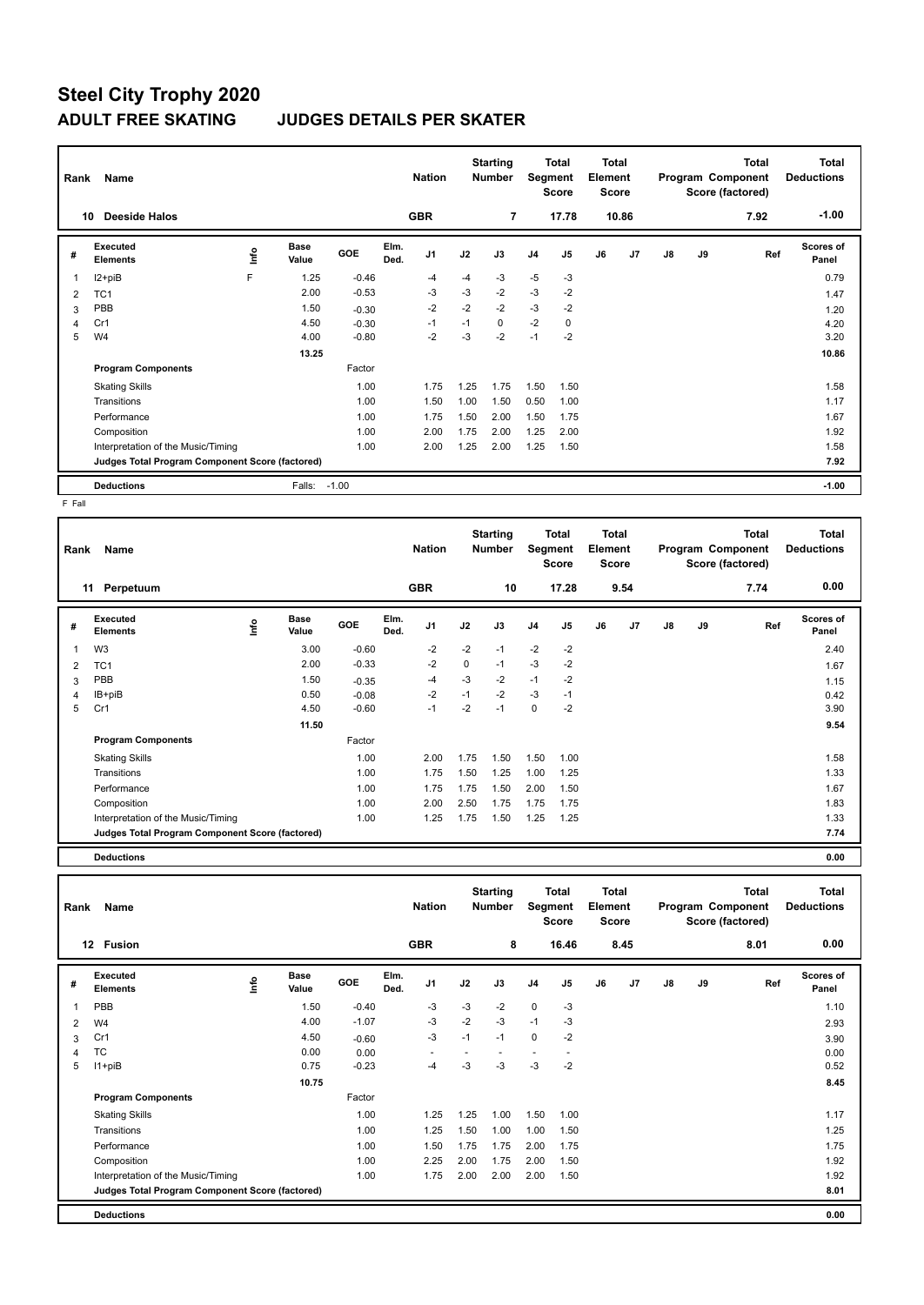# Steel City Trophy 2020

## ADULT FREE SKATING JUDGES DETAILS PER SKATER

| Rank | Name | Nation | Starting Number | Total Segment Score | Total Element Score | Total Program Component Score (factored) | Total Deductions |
|---|---|---|---|---|---|---|---|
| 10 | Deeside Halos | GBR | 7 | 17.78 | 10.86 | 7.92 | -1.00 |

| # | Executed Elements | Info | Base Value | GOE | Elm. Ded. | J1 | J2 | J3 | J4 | J5 | J6 | J7 | J8 | J9 | Ref | Scores of Panel |
|---|---|---|---|---|---|---|---|---|---|---|---|---|---|---|---|---|
| 1 | I2+piB | F | 1.25 | -0.46 | | -4 | -4 | -3 | -5 | -3 | | | | | | 0.79 |
| 2 | TC1 | | 2.00 | -0.53 | | -3 | -3 | -2 | -3 | -2 | | | | | | 1.47 |
| 3 | PBB | | 1.50 | -0.30 | | -2 | -2 | -2 | -3 | -2 | | | | | | 1.20 |
| 4 | Cr1 | | 4.50 | -0.30 | | -1 | -1 | 0 | -2 | 0 | | | | | | 4.20 |
| 5 | W4 | | 4.00 | -0.80 | | -2 | -3 | -2 | -1 | -2 | | | | | | 3.20 |
| | | | 13.25 | | | | | | | | | | | | | 10.86 |

| Program Components | Factor | J1 | J2 | J3 | J4 | J5 | J6 | J7 | J8 | J9 | Scores of Panel |
|---|---|---|---|---|---|---|---|---|---|---|---|
| Skating Skills | 1.00 | 1.75 | 1.25 | 1.75 | 1.50 | 1.50 | | | | | 1.58 |
| Transitions | 1.00 | 1.50 | 1.00 | 1.50 | 0.50 | 1.00 | | | | | 1.17 |
| Performance | 1.00 | 1.75 | 1.50 | 2.00 | 1.50 | 1.75 | | | | | 1.67 |
| Composition | 1.00 | 2.00 | 1.75 | 2.00 | 1.25 | 2.00 | | | | | 1.92 |
| Interpretation of the Music/Timing | 1.00 | 2.00 | 1.25 | 2.00 | 1.25 | 1.50 | | | | | 1.58 |
| Judges Total Program Component Score (factored) | | | | | | | | | | | 7.92 |

| Deductions | Falls: -1.00 | -1.00 |
|---|---|---|

F Fall

| Rank | Name | Nation | Starting Number | Total Segment Score | Total Element Score | Total Program Component Score (factored) | Total Deductions |
|---|---|---|---|---|---|---|---|
| 11 | Perpetuum | GBR | 10 | 17.28 | 9.54 | 7.74 | 0.00 |

| # | Executed Elements | Info | Base Value | GOE | Elm. Ded. | J1 | J2 | J3 | J4 | J5 | J6 | J7 | J8 | J9 | Ref | Scores of Panel |
|---|---|---|---|---|---|---|---|---|---|---|---|---|---|---|---|---|
| 1 | W3 | | 3.00 | -0.60 | | -2 | -2 | -1 | -2 | -2 | | | | | | 2.40 |
| 2 | TC1 | | 2.00 | -0.33 | | -2 | 0 | -1 | -3 | -2 | | | | | | 1.67 |
| 3 | PBB | | 1.50 | -0.35 | | -4 | -3 | -2 | -1 | -2 | | | | | | 1.15 |
| 4 | IB+piB | | 0.50 | -0.08 | | -2 | -1 | -2 | -3 | -1 | | | | | | 0.42 |
| 5 | Cr1 | | 4.50 | -0.60 | | -1 | -2 | -1 | 0 | -2 | | | | | | 3.90 |
| | | | 11.50 | | | | | | | | | | | | | 9.54 |

| Program Components | Factor | J1 | J2 | J3 | J4 | J5 | J6 | J7 | J8 | J9 | Scores of Panel |
|---|---|---|---|---|---|---|---|---|---|---|---|
| Skating Skills | 1.00 | 2.00 | 1.75 | 1.50 | 1.50 | 1.00 | | | | | 1.58 |
| Transitions | 1.00 | 1.75 | 1.50 | 1.25 | 1.00 | 1.25 | | | | | 1.33 |
| Performance | 1.00 | 1.75 | 1.75 | 1.50 | 2.00 | 1.50 | | | | | 1.67 |
| Composition | 1.00 | 2.00 | 2.50 | 1.75 | 1.75 | 1.75 | | | | | 1.83 |
| Interpretation of the Music/Timing | 1.00 | 1.25 | 1.75 | 1.50 | 1.25 | 1.25 | | | | | 1.33 |
| Judges Total Program Component Score (factored) | | | | | | | | | | | 7.74 |

| Deductions | | 0.00 |
|---|---|---|

| Rank | Name | Nation | Starting Number | Total Segment Score | Total Element Score | Total Program Component Score (factored) | Total Deductions |
|---|---|---|---|---|---|---|---|
| 12 | Fusion | GBR | 8 | 16.46 | 8.45 | 8.01 | 0.00 |

| # | Executed Elements | Info | Base Value | GOE | Elm. Ded. | J1 | J2 | J3 | J4 | J5 | J6 | J7 | J8 | J9 | Ref | Scores of Panel |
|---|---|---|---|---|---|---|---|---|---|---|---|---|---|---|---|---|
| 1 | PBB | | 1.50 | -0.40 | | -3 | -3 | -2 | 0 | -3 | | | | | | 1.10 |
| 2 | W4 | | 4.00 | -1.07 | | -3 | -2 | -3 | -1 | -3 | | | | | | 2.93 |
| 3 | Cr1 | | 4.50 | -0.60 | | -3 | -1 | -1 | 0 | -2 | | | | | | 3.90 |
| 4 | TC | | 0.00 | 0.00 | | - | - | - | - | - | | | | | | 0.00 |
| 5 | I1+piB | | 0.75 | -0.23 | | -4 | -3 | -3 | -3 | -2 | | | | | | 0.52 |
| | | | 10.75 | | | | | | | | | | | | | 8.45 |

| Program Components | Factor | J1 | J2 | J3 | J4 | J5 | J6 | J7 | J8 | J9 | Scores of Panel |
|---|---|---|---|---|---|---|---|---|---|---|---|
| Skating Skills | 1.00 | 1.25 | 1.25 | 1.00 | 1.50 | 1.00 | | | | | 1.17 |
| Transitions | 1.00 | 1.25 | 1.50 | 1.00 | 1.00 | 1.50 | | | | | 1.25 |
| Performance | 1.00 | 1.50 | 1.75 | 1.75 | 2.00 | 1.75 | | | | | 1.75 |
| Composition | 1.00 | 2.25 | 2.00 | 1.75 | 2.00 | 1.50 | | | | | 1.92 |
| Interpretation of the Music/Timing | 1.00 | 1.75 | 2.00 | 2.00 | 2.00 | 1.50 | | | | | 1.92 |
| Judges Total Program Component Score (factored) | | | | | | | | | | | 8.01 |

| Deductions | | 0.00 |
|---|---|---|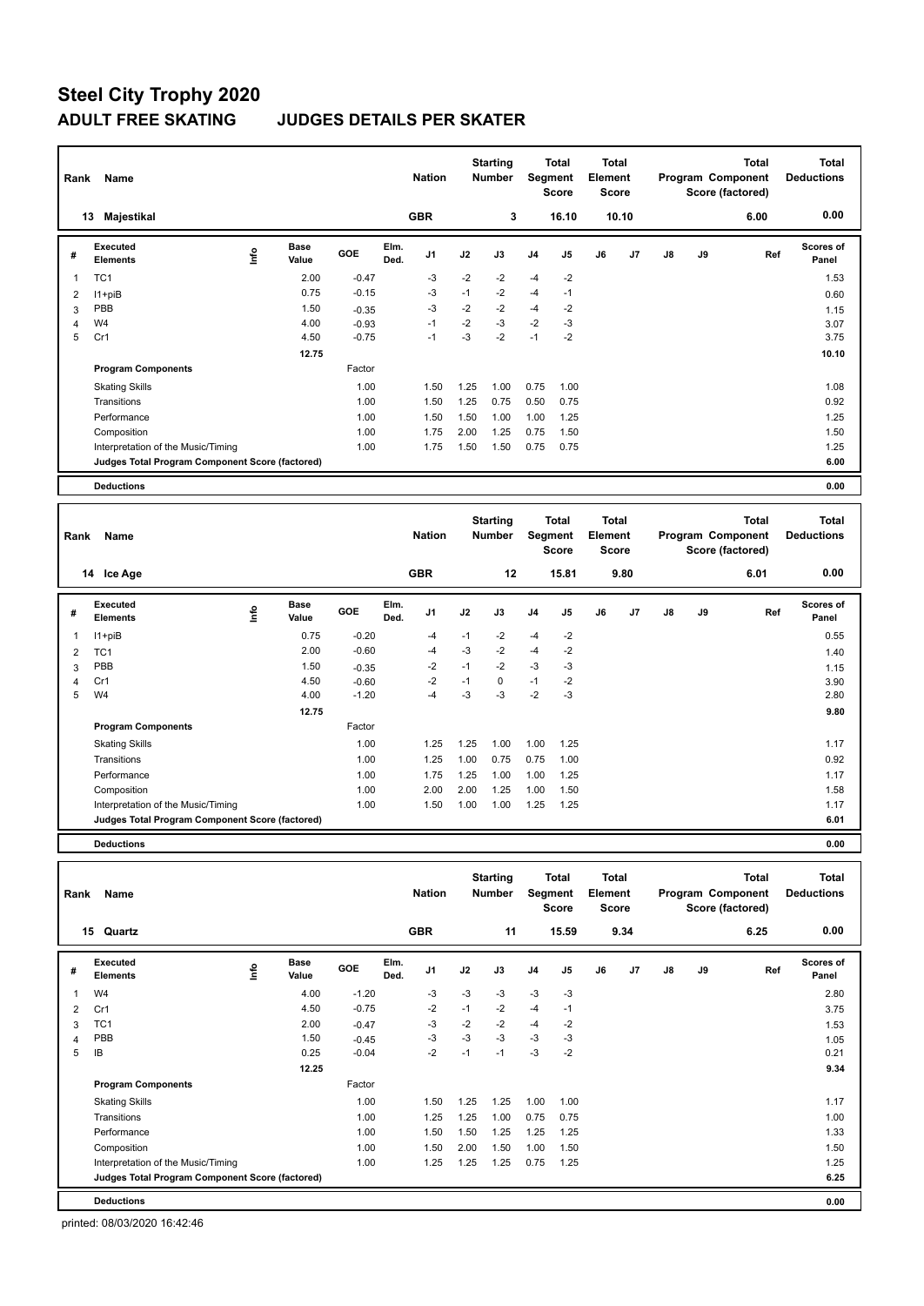# Steel City Trophy 2020

## ADULT FREE SKATING JUDGES DETAILS PER SKATER

| Rank | Name | Nation | Starting Number | Total Segment Score | Total Element Score | Total Program Component Score (factored) | Total Deductions |
|---|---|---|---|---|---|---|---|
| 13 | Majestikal | GBR | 3 | 16.10 | 10.10 | 6.00 | 0.00 |

| # | Executed Elements | Info | Base Value | GOE | Elm. Ded. | J1 | J2 | J3 | J4 | J5 | J6 | J7 | J8 | J9 | Ref | Scores of Panel |
|---|---|---|---|---|---|---|---|---|---|---|---|---|---|---|---|---|
| 1 | TC1 | | 2.00 | -0.47 | | -3 | -2 | -2 | -4 | -2 | | | | | | 1.53 |
| 2 | I1+piB | | 0.75 | -0.15 | | -3 | -1 | -2 | -4 | -1 | | | | | | 0.60 |
| 3 | PBB | | 1.50 | -0.35 | | -3 | -2 | -2 | -4 | -2 | | | | | | 1.15 |
| 4 | W4 | | 4.00 | -0.93 | | -1 | -2 | -3 | -2 | -3 | | | | | | 3.07 |
| 5 | Cr1 | | 4.50 | -0.75 | | -1 | -3 | -2 | -1 | -2 | | | | | | 3.75 |
| | | | 12.75 | | | | | | | | | | | | | 10.10 |

| Program Components | Factor | J1 | J2 | J3 | J4 | J5 | J6 | J7 | J8 | J9 | Scores of Panel |
|---|---|---|---|---|---|---|---|---|---|---|---|
| Skating Skills | 1.00 | 1.50 | 1.25 | 1.00 | 0.75 | 1.00 | | | | | 1.08 |
| Transitions | 1.00 | 1.50 | 1.25 | 0.75 | 0.50 | 0.75 | | | | | 0.92 |
| Performance | 1.00 | 1.50 | 1.50 | 1.00 | 1.00 | 1.25 | | | | | 1.25 |
| Composition | 1.00 | 1.75 | 2.00 | 1.25 | 0.75 | 1.50 | | | | | 1.50 |
| Interpretation of the Music/Timing | 1.00 | 1.75 | 1.50 | 1.50 | 0.75 | 0.75 | | | | | 1.25 |
| Judges Total Program Component Score (factored) | | | | | | | | | | | 6.00 |

**Deductions** 0.00

| Rank | Name | Nation | Starting Number | Total Segment Score | Total Element Score | Total Program Component Score (factored) | Total Deductions |
|---|---|---|---|---|---|---|---|
| 14 | Ice Age | GBR | 12 | 15.81 | 9.80 | 6.01 | 0.00 |

| # | Executed Elements | Info | Base Value | GOE | Elm. Ded. | J1 | J2 | J3 | J4 | J5 | J6 | J7 | J8 | J9 | Ref | Scores of Panel |
|---|---|---|---|---|---|---|---|---|---|---|---|---|---|---|---|---|
| 1 | I1+piB | | 0.75 | -0.20 | | -4 | -1 | -2 | -4 | -2 | | | | | | 0.55 |
| 2 | TC1 | | 2.00 | -0.60 | | -4 | -3 | -2 | -4 | -2 | | | | | | 1.40 |
| 3 | PBB | | 1.50 | -0.35 | | -2 | -1 | -2 | -3 | -3 | | | | | | 1.15 |
| 4 | Cr1 | | 4.50 | -0.60 | | -2 | -1 | 0 | -1 | -2 | | | | | | 3.90 |
| 5 | W4 | | 4.00 | -1.20 | | -4 | -3 | -3 | -2 | -3 | | | | | | 2.80 |
| | | | 12.75 | | | | | | | | | | | | | 9.80 |

| Program Components | Factor | J1 | J2 | J3 | J4 | J5 | J6 | J7 | J8 | J9 | Scores of Panel |
|---|---|---|---|---|---|---|---|---|---|---|---|
| Skating Skills | 1.00 | 1.25 | 1.25 | 1.00 | 1.00 | 1.25 | | | | | 1.17 |
| Transitions | 1.00 | 1.25 | 1.00 | 0.75 | 0.75 | 1.00 | | | | | 0.92 |
| Performance | 1.00 | 1.75 | 1.25 | 1.00 | 1.00 | 1.25 | | | | | 1.17 |
| Composition | 1.00 | 2.00 | 2.00 | 1.25 | 1.00 | 1.50 | | | | | 1.58 |
| Interpretation of the Music/Timing | 1.00 | 1.50 | 1.00 | 1.00 | 1.25 | 1.25 | | | | | 1.17 |
| Judges Total Program Component Score (factored) | | | | | | | | | | | 6.01 |

**Deductions** 0.00

| Rank | Name | Nation | Starting Number | Total Segment Score | Total Element Score | Total Program Component Score (factored) | Total Deductions |
|---|---|---|---|---|---|---|---|
| 15 | Quartz | GBR | 11 | 15.59 | 9.34 | 6.25 | 0.00 |

| # | Executed Elements | Info | Base Value | GOE | Elm. Ded. | J1 | J2 | J3 | J4 | J5 | J6 | J7 | J8 | J9 | Ref | Scores of Panel |
|---|---|---|---|---|---|---|---|---|---|---|---|---|---|---|---|---|
| 1 | W4 | | 4.00 | -1.20 | | -3 | -3 | -3 | -3 | -3 | | | | | | 2.80 |
| 2 | Cr1 | | 4.50 | -0.75 | | -2 | -1 | -2 | -4 | -1 | | | | | | 3.75 |
| 3 | TC1 | | 2.00 | -0.47 | | -3 | -2 | -2 | -4 | -2 | | | | | | 1.53 |
| 4 | PBB | | 1.50 | -0.45 | | -3 | -3 | -3 | -3 | -3 | | | | | | 1.05 |
| 5 | IB | | 0.25 | -0.04 | | -2 | -1 | -1 | -3 | -2 | | | | | | 0.21 |
| | | | 12.25 | | | | | | | | | | | | | 9.34 |

| Program Components | Factor | J1 | J2 | J3 | J4 | J5 | J6 | J7 | J8 | J9 | Scores of Panel |
|---|---|---|---|---|---|---|---|---|---|---|---|
| Skating Skills | 1.00 | 1.50 | 1.25 | 1.25 | 1.00 | 1.00 | | | | | 1.17 |
| Transitions | 1.00 | 1.25 | 1.25 | 1.00 | 0.75 | 0.75 | | | | | 1.00 |
| Performance | 1.00 | 1.50 | 1.50 | 1.25 | 1.25 | 1.25 | | | | | 1.33 |
| Composition | 1.00 | 1.50 | 2.00 | 1.50 | 1.00 | 1.50 | | | | | 1.50 |
| Interpretation of the Music/Timing | 1.00 | 1.25 | 1.25 | 1.25 | 0.75 | 1.25 | | | | | 1.25 |
| Judges Total Program Component Score (factored) | | | | | | | | | | | 6.25 |

**Deductions** 0.00

printed: 08/03/2020 16:42:46